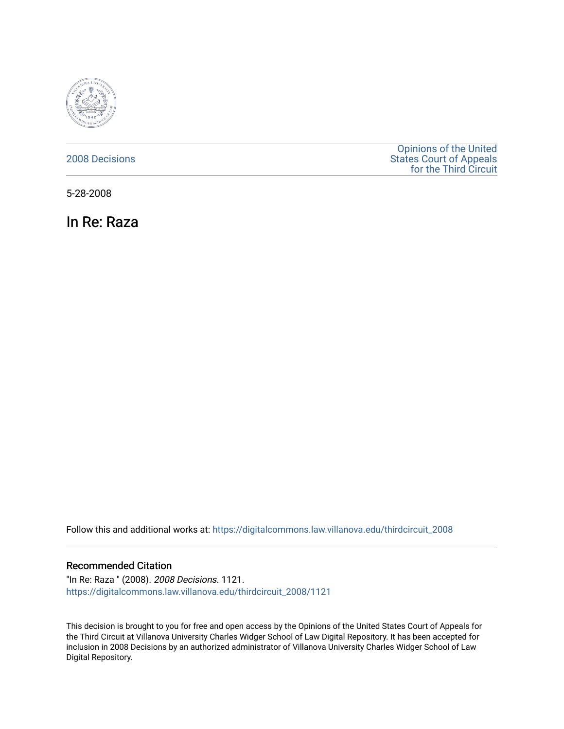2008 Decisions

Opinions of the United States Court of Appeals for the Third Circuit

5-28-2008

# In Re: Raza

Follow this and additional works at: https://digitalcommons.law.villanova.edu/thirdcircuit_2008

### Recommended Citation

"In Re: Raza " (2008). *2008 Decisions*. 1121.
https://digitalcommons.law.villanova.edu/thirdcircuit_2008/1121

This decision is brought to you for free and open access by the Opinions of the United States Court of Appeals for the Third Circuit at Villanova University Charles Widger School of Law Digital Repository. It has been accepted for inclusion in 2008 Decisions by an authorized administrator of Villanova University Charles Widger School of Law Digital Repository.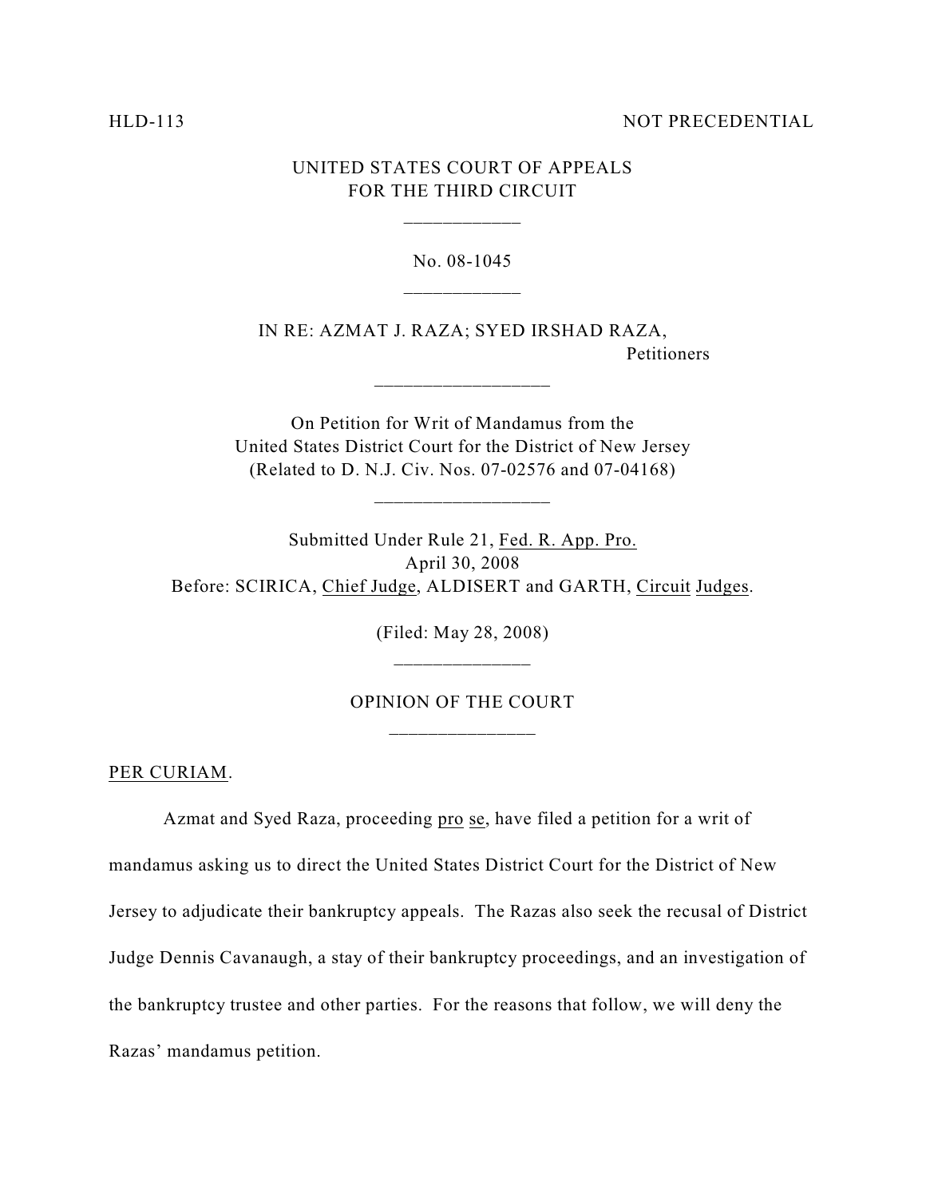HLD-113 NOT PRECEDENTIAL

UNITED STATES COURT OF APPEALS
FOR THE THIRD CIRCUIT

___________

No. 08-1045

___________

IN RE: AZMAT J. RAZA; SYED IRSHAD RAZA,
Petitioners

__________________

On Petition for Writ of Mandamus from the
United States District Court for the District of New Jersey
(Related to D. N.J. Civ. Nos. 07-02576 and 07-04168)

__________________

Submitted Under Rule 21, Fed. R. App. Pro.
April 30, 2008
Before: SCIRICA, Chief Judge, ALDISERT and GARTH, Circuit Judges.

(Filed: May 28, 2008)

______________

OPINION OF THE COURT

_______________

PER CURIAM.

Azmat and Syed Raza, proceeding pro se, have filed a petition for a writ of mandamus asking us to direct the United States District Court for the District of New Jersey to adjudicate their bankruptcy appeals. The Razas also seek the recusal of District Judge Dennis Cavanaugh, a stay of their bankruptcy proceedings, and an investigation of the bankruptcy trustee and other parties. For the reasons that follow, we will deny the Razas' mandamus petition.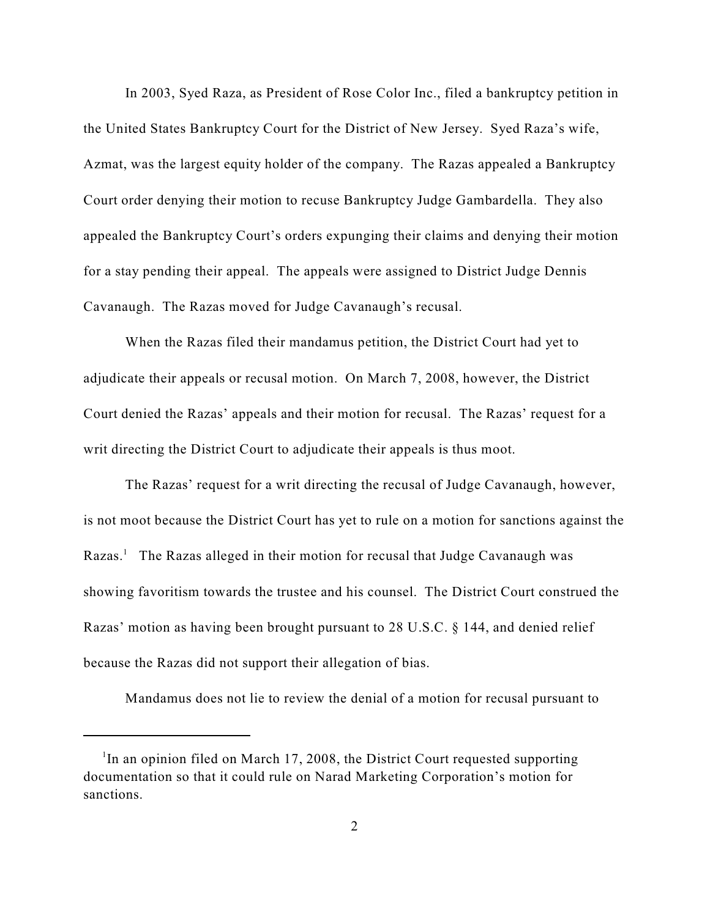In 2003, Syed Raza, as President of Rose Color Inc., filed a bankruptcy petition in the United States Bankruptcy Court for the District of New Jersey. Syed Raza's wife, Azmat, was the largest equity holder of the company. The Razas appealed a Bankruptcy Court order denying their motion to recuse Bankruptcy Judge Gambardella. They also appealed the Bankruptcy Court's orders expunging their claims and denying their motion for a stay pending their appeal. The appeals were assigned to District Judge Dennis Cavanaugh. The Razas moved for Judge Cavanaugh's recusal.

When the Razas filed their mandamus petition, the District Court had yet to adjudicate their appeals or recusal motion. On March 7, 2008, however, the District Court denied the Razas' appeals and their motion for recusal. The Razas' request for a writ directing the District Court to adjudicate their appeals is thus moot.

The Razas' request for a writ directing the recusal of Judge Cavanaugh, however, is not moot because the District Court has yet to rule on a motion for sanctions against the Razas.[1] The Razas alleged in their motion for recusal that Judge Cavanaugh was showing favoritism towards the trustee and his counsel. The District Court construed the Razas' motion as having been brought pursuant to 28 U.S.C. § 144, and denied relief because the Razas did not support their allegation of bias.

Mandamus does not lie to review the denial of a motion for recusal pursuant to

[1] In an opinion filed on March 17, 2008, the District Court requested supporting documentation so that it could rule on Narad Marketing Corporation's motion for sanctions.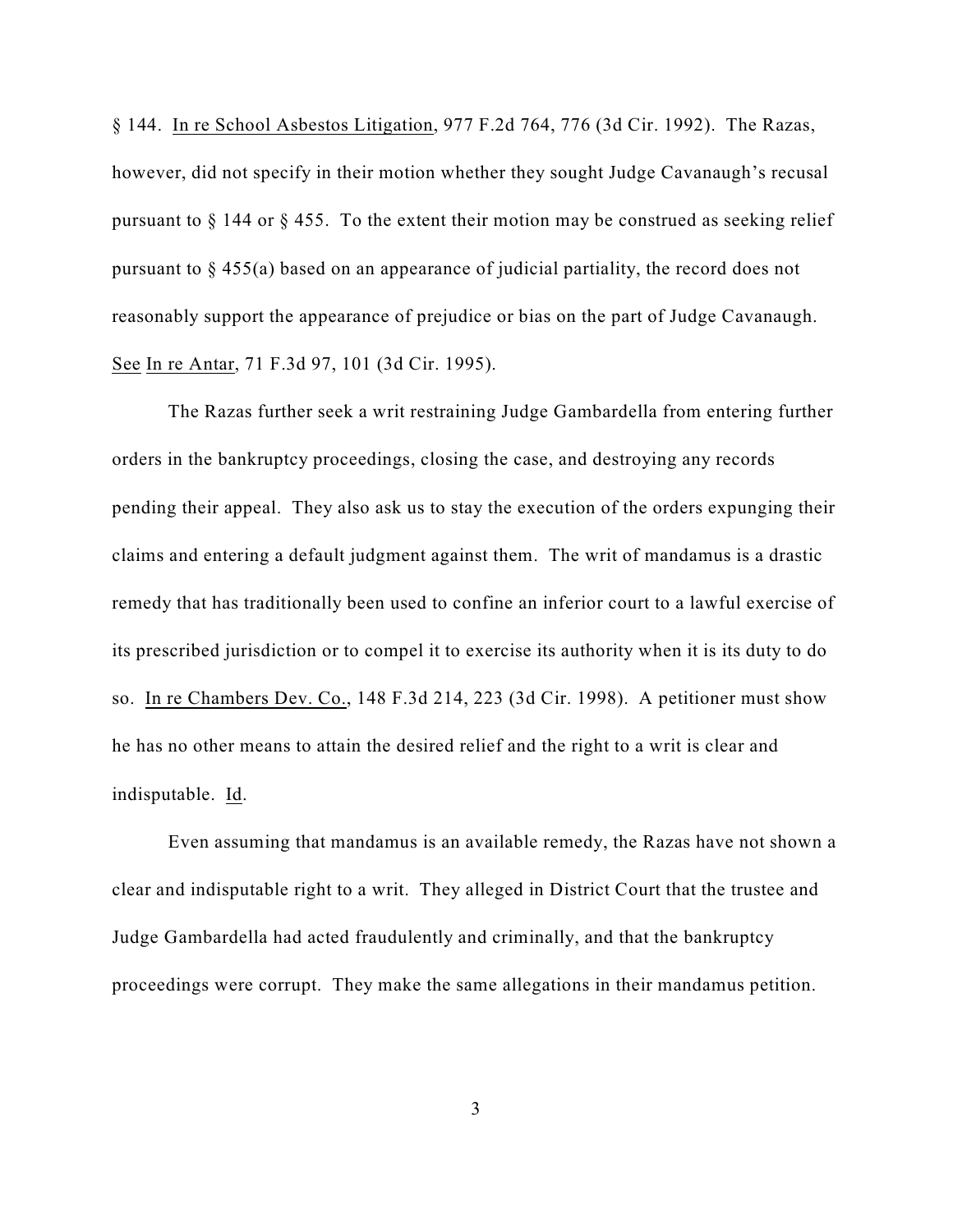§ 144. In re School Asbestos Litigation, 977 F.2d 764, 776 (3d Cir. 1992). The Razas, however, did not specify in their motion whether they sought Judge Cavanaugh's recusal pursuant to § 144 or § 455. To the extent their motion may be construed as seeking relief pursuant to § 455(a) based on an appearance of judicial partiality, the record does not reasonably support the appearance of prejudice or bias on the part of Judge Cavanaugh. See In re Antar, 71 F.3d 97, 101 (3d Cir. 1995).

The Razas further seek a writ restraining Judge Gambardella from entering further orders in the bankruptcy proceedings, closing the case, and destroying any records pending their appeal. They also ask us to stay the execution of the orders expunging their claims and entering a default judgment against them. The writ of mandamus is a drastic remedy that has traditionally been used to confine an inferior court to a lawful exercise of its prescribed jurisdiction or to compel it to exercise its authority when it is its duty to do so. In re Chambers Dev. Co., 148 F.3d 214, 223 (3d Cir. 1998). A petitioner must show he has no other means to attain the desired relief and the right to a writ is clear and indisputable. Id.

Even assuming that mandamus is an available remedy, the Razas have not shown a clear and indisputable right to a writ. They alleged in District Court that the trustee and Judge Gambardella had acted fraudulently and criminally, and that the bankruptcy proceedings were corrupt. They make the same allegations in their mandamus petition.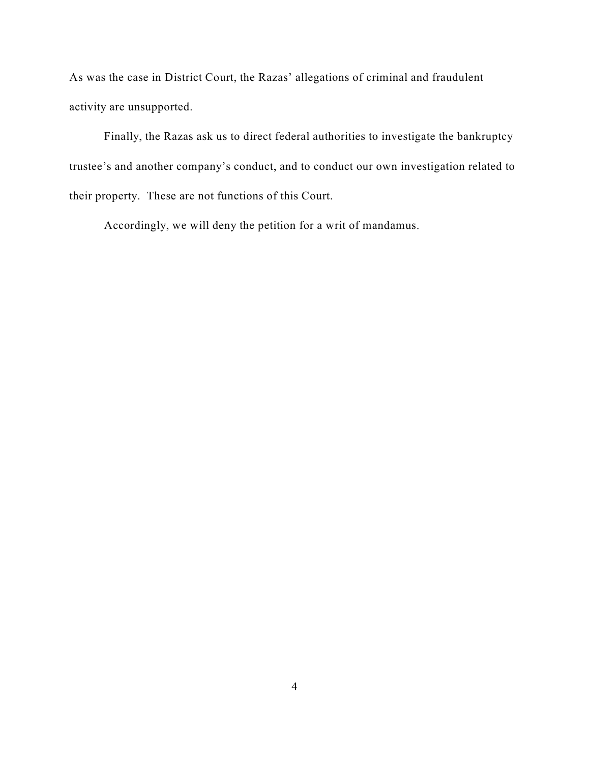As was the case in District Court, the Razas' allegations of criminal and fraudulent activity are unsupported.

Finally, the Razas ask us to direct federal authorities to investigate the bankruptcy trustee's and another company's conduct, and to conduct our own investigation related to their property. These are not functions of this Court.

Accordingly, we will deny the petition for a writ of mandamus.